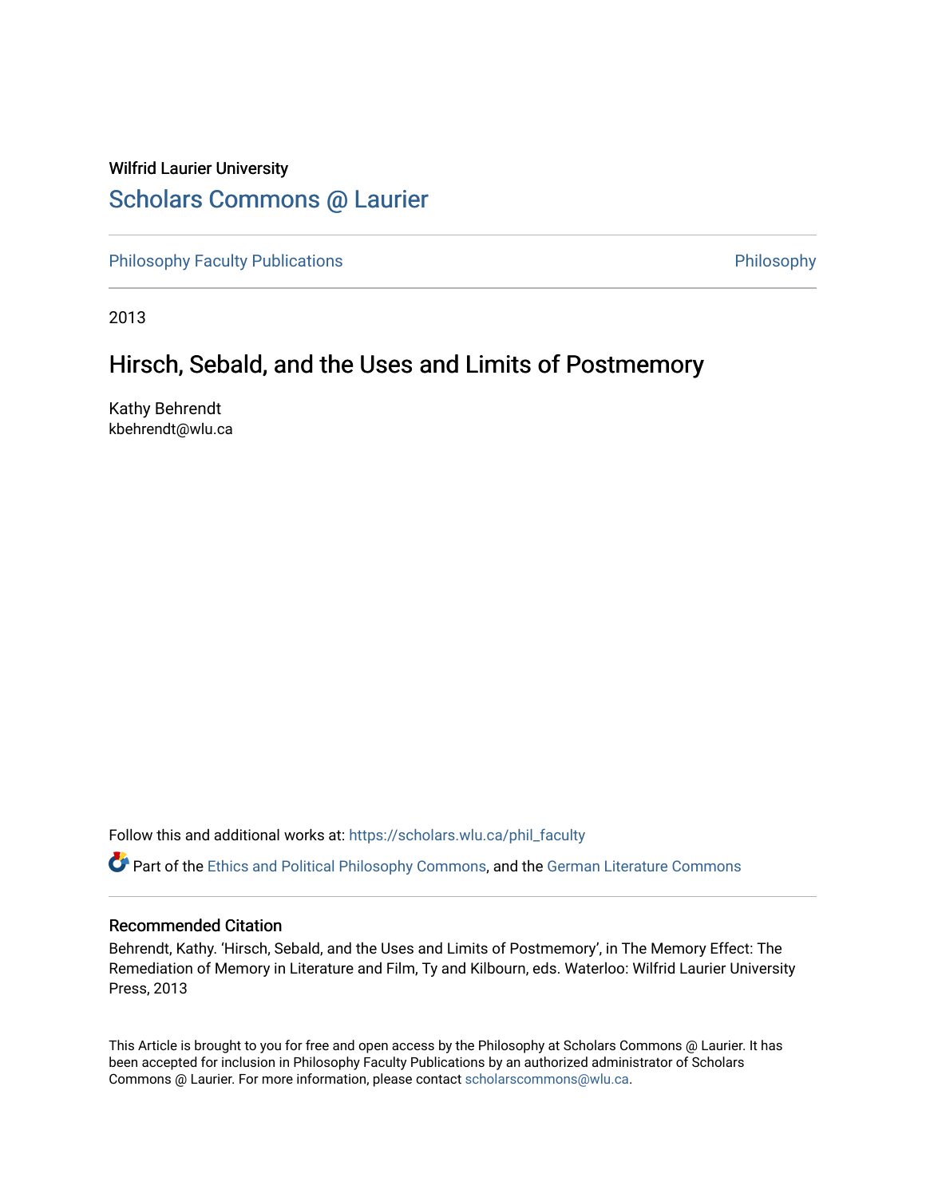Wilfrid Laurier University

# Scholars Commons @ Laurier

Philosophy Faculty Publications | Philosophy

2013

## Hirsch, Sebald, and the Uses and Limits of Postmemory

Kathy Behrendt
kbehrendt@wlu.ca

Follow this and additional works at: https://scholars.wlu.ca/phil_faculty

Part of the Ethics and Political Philosophy Commons, and the German Literature Commons

### Recommended Citation

Behrendt, Kathy. 'Hirsch, Sebald, and the Uses and Limits of Postmemory', in The Memory Effect: The Remediation of Memory in Literature and Film, Ty and Kilbourn, eds. Waterloo: Wilfrid Laurier University Press, 2013

This Article is brought to you for free and open access by the Philosophy at Scholars Commons @ Laurier. It has been accepted for inclusion in Philosophy Faculty Publications by an authorized administrator of Scholars Commons @ Laurier. For more information, please contact scholarscommons@wlu.ca.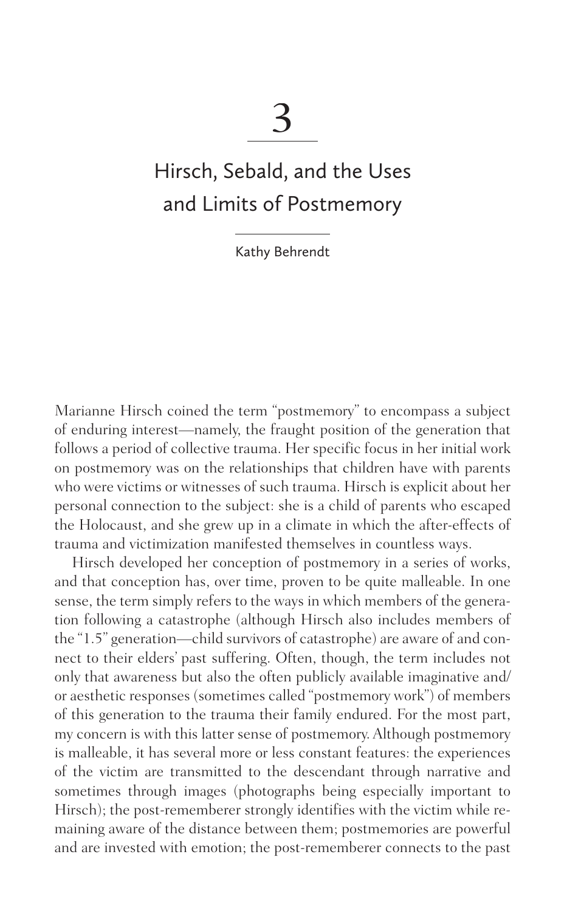# 3

## Hirsch, Sebald, and the Uses and Limits of Postmemory

Kathy Behrendt

Marianne Hirsch coined the term "postmemory" to encompass a subject of enduring interest—namely, the fraught position of the generation that follows a period of collective trauma. Her specific focus in her initial work on postmemory was on the relationships that children have with parents who were victims or witnesses of such trauma. Hirsch is explicit about her personal connection to the subject: she is a child of parents who escaped the Holocaust, and she grew up in a climate in which the after-effects of trauma and victimization manifested themselves in countless ways.

Hirsch developed her conception of postmemory in a series of works, and that conception has, over time, proven to be quite malleable. In one sense, the term simply refers to the ways in which members of the generation following a catastrophe (although Hirsch also includes members of the "1.5" generation—child survivors of catastrophe) are aware of and connect to their elders' past suffering. Often, though, the term includes not only that awareness but also the often publicly available imaginative and/or aesthetic responses (sometimes called "postmemory work") of members of this generation to the trauma their family endured. For the most part, my concern is with this latter sense of postmemory. Although postmemory is malleable, it has several more or less constant features: the experiences of the victim are transmitted to the descendant through narrative and sometimes through images (photographs being especially important to Hirsch); the post-rememberer strongly identifies with the victim while remaining aware of the distance between them; postmemories are powerful and are invested with emotion; the post-rememberer connects to the past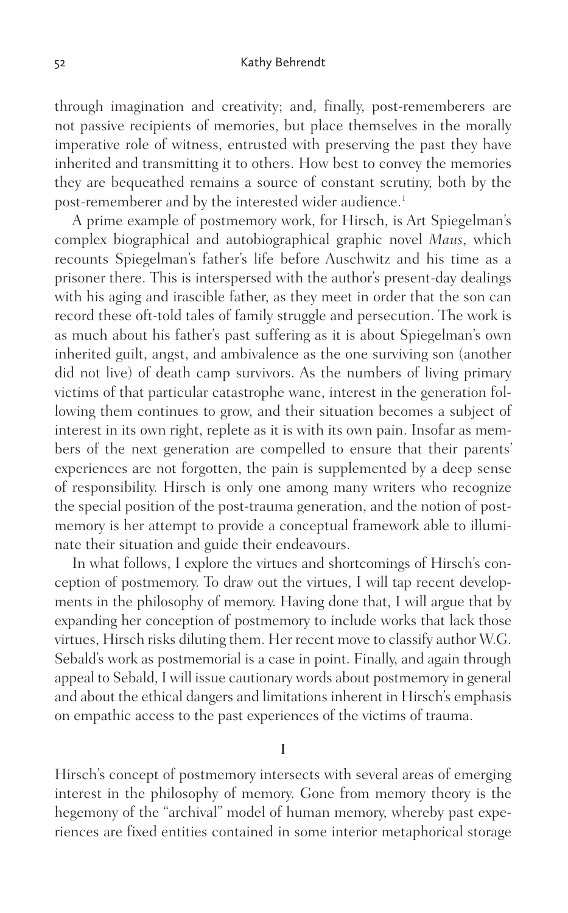through imagination and creativity; and, finally, post-rememberers are not passive recipients of memories, but place themselves in the morally imperative role of witness, entrusted with preserving the past they have inherited and transmitting it to others. How best to convey the memories they are bequeathed remains a source of constant scrutiny, both by the post-rememberer and by the interested wider audience.[1]

A prime example of postmemory work, for Hirsch, is Art Spiegelman's complex biographical and autobiographical graphic novel *Maus*, which recounts Spiegelman's father's life before Auschwitz and his time as a prisoner there. This is interspersed with the author's present-day dealings with his aging and irascible father, as they meet in order that the son can record these oft-told tales of family struggle and persecution. The work is as much about his father's past suffering as it is about Spiegelman's own inherited guilt, angst, and ambivalence as the one surviving son (another did not live) of death camp survivors. As the numbers of living primary victims of that particular catastrophe wane, interest in the generation following them continues to grow, and their situation becomes a subject of interest in its own right, replete as it is with its own pain. Insofar as members of the next generation are compelled to ensure that their parents' experiences are not forgotten, the pain is supplemented by a deep sense of responsibility. Hirsch is only one among many writers who recognize the special position of the post-trauma generation, and the notion of postmemory is her attempt to provide a conceptual framework able to illuminate their situation and guide their endeavours.

In what follows, I explore the virtues and shortcomings of Hirsch's conception of postmemory. To draw out the virtues, I will tap recent developments in the philosophy of memory. Having done that, I will argue that by expanding her conception of postmemory to include works that lack those virtues, Hirsch risks diluting them. Her recent move to classify author W.G. Sebald's work as postmemorial is a case in point. Finally, and again through appeal to Sebald, I will issue cautionary words about postmemory in general and about the ethical dangers and limitations inherent in Hirsch's emphasis on empathic access to the past experiences of the victims of trauma.

## I

Hirsch's concept of postmemory intersects with several areas of emerging interest in the philosophy of memory. Gone from memory theory is the hegemony of the "archival" model of human memory, whereby past experiences are fixed entities contained in some interior metaphorical storage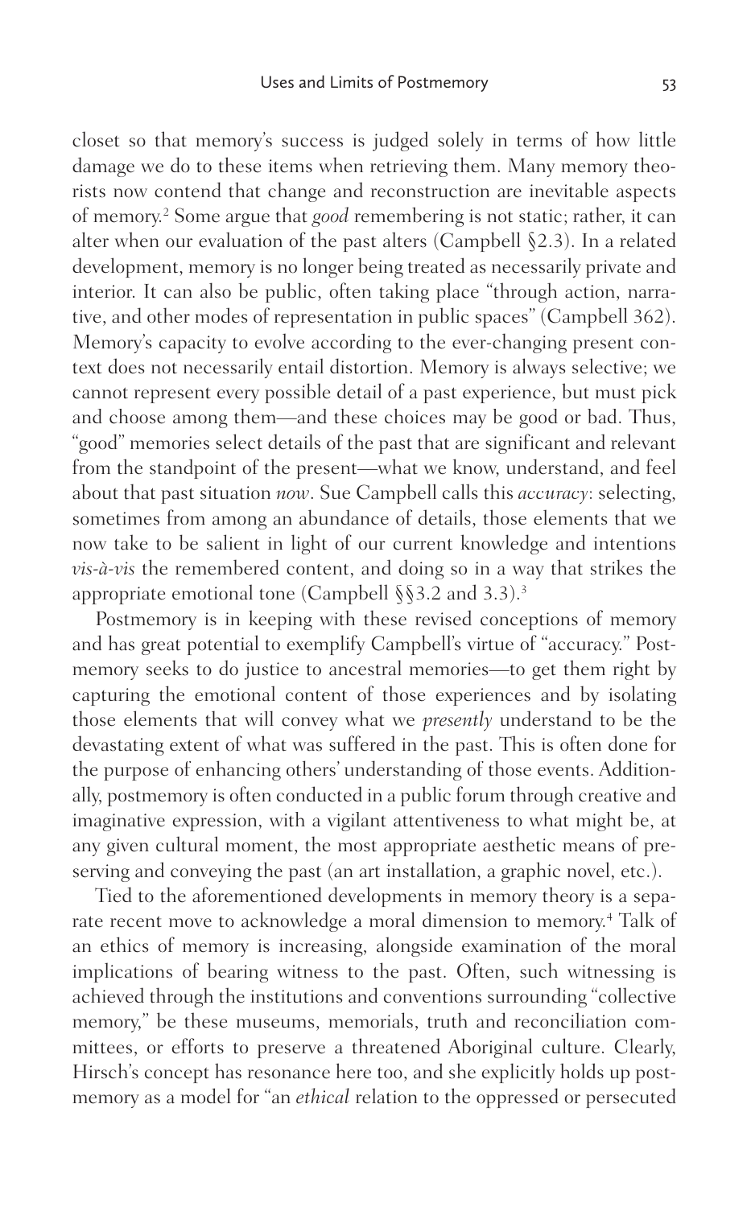closet so that memory's success is judged solely in terms of how little damage we do to these items when retrieving them. Many memory theorists now contend that change and reconstruction are inevitable aspects of memory.[2] Some argue that *good* remembering is not static; rather, it can alter when our evaluation of the past alters (Campbell §2.3). In a related development, memory is no longer being treated as necessarily private and interior. It can also be public, often taking place "through action, narrative, and other modes of representation in public spaces" (Campbell 362). Memory's capacity to evolve according to the ever-changing present context does not necessarily entail distortion. Memory is always selective; we cannot represent every possible detail of a past experience, but must pick and choose among them—and these choices may be good or bad. Thus, "good" memories select details of the past that are significant and relevant from the standpoint of the present—what we know, understand, and feel about that past situation *now*. Sue Campbell calls this *accuracy*: selecting, sometimes from among an abundance of details, those elements that we now take to be salient in light of our current knowledge and intentions *vis-à-vis* the remembered content, and doing so in a way that strikes the appropriate emotional tone (Campbell §§3.2 and 3.3).[3]

Postmemory is in keeping with these revised conceptions of memory and has great potential to exemplify Campbell's virtue of "accuracy." Postmemory seeks to do justice to ancestral memories—to get them right by capturing the emotional content of those experiences and by isolating those elements that will convey what we *presently* understand to be the devastating extent of what was suffered in the past. This is often done for the purpose of enhancing others' understanding of those events. Additionally, postmemory is often conducted in a public forum through creative and imaginative expression, with a vigilant attentiveness to what might be, at any given cultural moment, the most appropriate aesthetic means of preserving and conveying the past (an art installation, a graphic novel, etc.).

Tied to the aforementioned developments in memory theory is a separate recent move to acknowledge a moral dimension to memory.[4] Talk of an ethics of memory is increasing, alongside examination of the moral implications of bearing witness to the past. Often, such witnessing is achieved through the institutions and conventions surrounding "collective memory," be these museums, memorials, truth and reconciliation committees, or efforts to preserve a threatened Aboriginal culture. Clearly, Hirsch's concept has resonance here too, and she explicitly holds up postmemory as a model for "an *ethical* relation to the oppressed or persecuted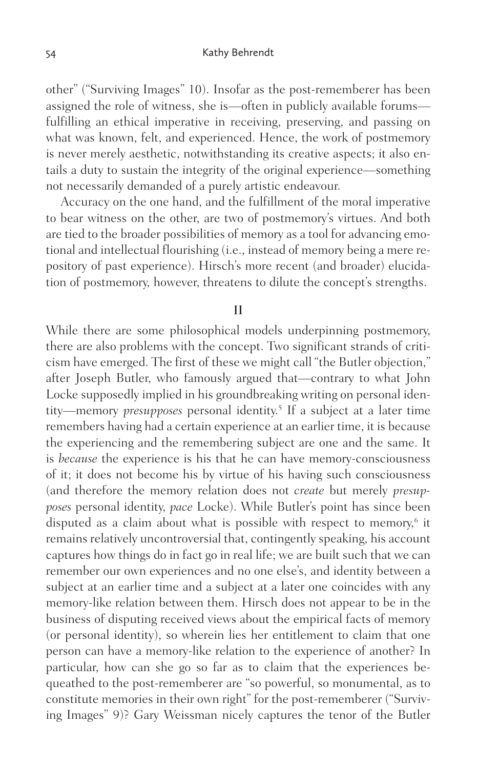other" ("Surviving Images" 10). Insofar as the post-rememberer has been assigned the role of witness, she is—often in publicly available forums—fulfilling an ethical imperative in receiving, preserving, and passing on what was known, felt, and experienced. Hence, the work of postmemory is never merely aesthetic, notwithstanding its creative aspects; it also entails a duty to sustain the integrity of the original experience—something not necessarily demanded of a purely artistic endeavour.

Accuracy on the one hand, and the fulfillment of the moral imperative to bear witness on the other, are two of postmemory's virtues. And both are tied to the broader possibilities of memory as a tool for advancing emotional and intellectual flourishing (i.e., instead of memory being a mere repository of past experience). Hirsch's more recent (and broader) elucidation of postmemory, however, threatens to dilute the concept's strengths.

## II

While there are some philosophical models underpinning postmemory, there are also problems with the concept. Two significant strands of criticism have emerged. The first of these we might call "the Butler objection," after Joseph Butler, who famously argued that—contrary to what John Locke supposedly implied in his groundbreaking writing on personal identity—memory *presupposes* personal identity.[5] If a subject at a later time remembers having had a certain experience at an earlier time, it is because the experiencing and the remembering subject are one and the same. It is *because* the experience is his that he can have memory-consciousness of it; it does not become his by virtue of his having such consciousness (and therefore the memory relation does not *create* but merely *presupposes* personal identity, *pace* Locke). While Butler's point has since been disputed as a claim about what is possible with respect to memory,[6] it remains relatively uncontroversial that, contingently speaking, his account captures how things do in fact go in real life; we are built such that we can remember our own experiences and no one else's, and identity between a subject at an earlier time and a subject at a later one coincides with any memory-like relation between them. Hirsch does not appear to be in the business of disputing received views about the empirical facts of memory (or personal identity), so wherein lies her entitlement to claim that one person can have a memory-like relation to the experience of another? In particular, how can she go so far as to claim that the experiences bequeathed to the post-rememberer are "so powerful, so monumental, as to constitute memories in their own right" for the post-rememberer ("Surviving Images" 9)? Gary Weissman nicely captures the tenor of the Butler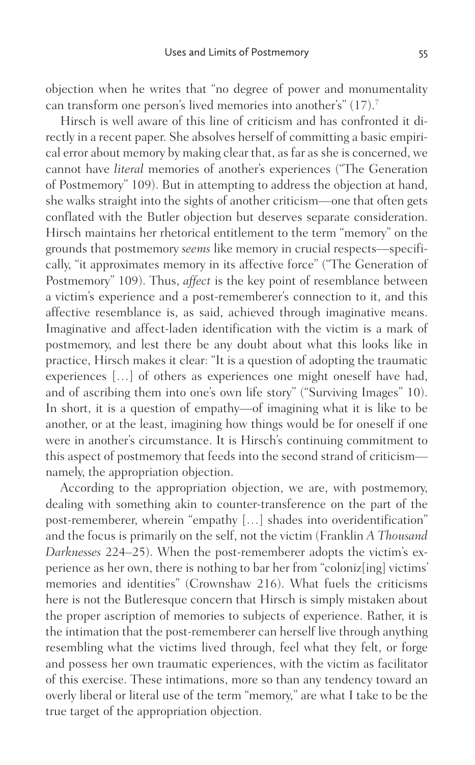objection when he writes that "no degree of power and monumentality can transform one person's lived memories into another's" (17).[7]

Hirsch is well aware of this line of criticism and has confronted it directly in a recent paper. She absolves herself of committing a basic empirical error about memory by making clear that, as far as she is concerned, we cannot have *literal* memories of another's experiences ("The Generation of Postmemory" 109). But in attempting to address the objection at hand, she walks straight into the sights of another criticism—one that often gets conflated with the Butler objection but deserves separate consideration. Hirsch maintains her rhetorical entitlement to the term "memory" on the grounds that postmemory *seems* like memory in crucial respects—specifically, "it approximates memory in its affective force" ("The Generation of Postmemory" 109). Thus, *affect* is the key point of resemblance between a victim's experience and a post-rememberer's connection to it, and this affective resemblance is, as said, achieved through imaginative means. Imaginative and affect-laden identification with the victim is a mark of postmemory, and lest there be any doubt about what this looks like in practice, Hirsch makes it clear: "It is a question of adopting the traumatic experiences [...] of others as experiences one might oneself have had, and of ascribing them into one's own life story" ("Surviving Images" 10). In short, it is a question of empathy—of imagining what it is like to be another, or at the least, imagining how things would be for oneself if one were in another's circumstance. It is Hirsch's continuing commitment to this aspect of postmemory that feeds into the second strand of criticism—namely, the appropriation objection.

According to the appropriation objection, we are, with postmemory, dealing with something akin to counter-transference on the part of the post-rememberer, wherein "empathy [...] shades into overidentification" and the focus is primarily on the self, not the victim (Franklin *A Thousand Darknesses* 224–25). When the post-rememberer adopts the victim's experience as her own, there is nothing to bar her from "coloniz[ing] victims' memories and identities" (Crownshaw 216). What fuels the criticisms here is not the Butleresque concern that Hirsch is simply mistaken about the proper ascription of memories to subjects of experience. Rather, it is the intimation that the post-rememberer can herself live through anything resembling what the victims lived through, feel what they felt, or forge and possess her own traumatic experiences, with the victim as facilitator of this exercise. These intimations, more so than any tendency toward an overly liberal or literal use of the term "memory," are what I take to be the true target of the appropriation objection.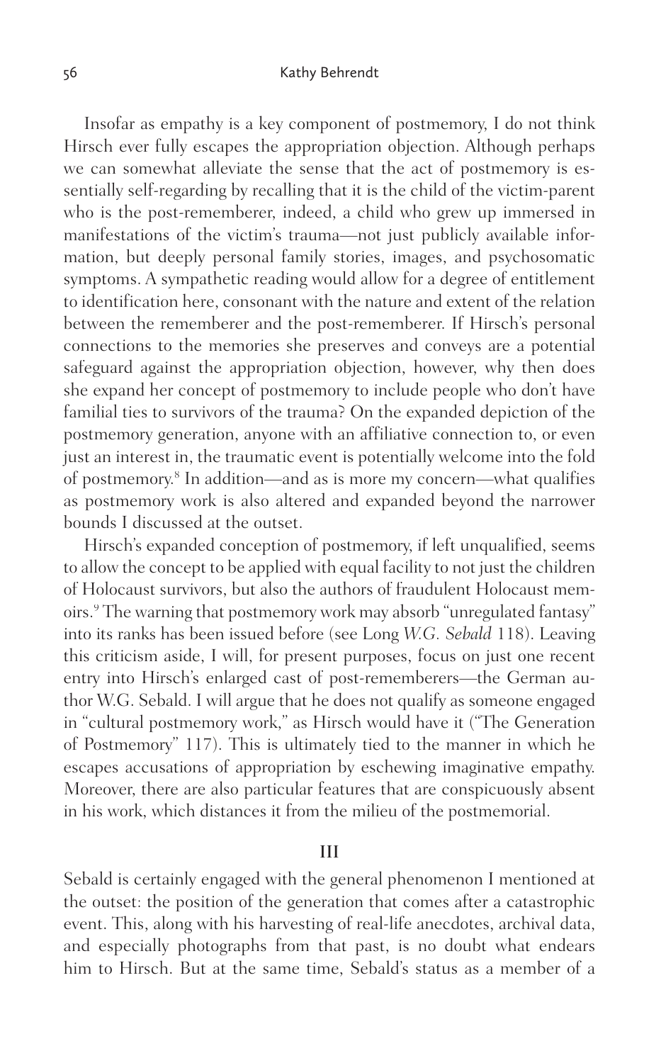Insofar as empathy is a key component of postmemory, I do not think Hirsch ever fully escapes the appropriation objection. Although perhaps we can somewhat alleviate the sense that the act of postmemory is essentially self-regarding by recalling that it is the child of the victim-parent who is the post-rememberer, indeed, a child who grew up immersed in manifestations of the victim's trauma—not just publicly available information, but deeply personal family stories, images, and psychosomatic symptoms. A sympathetic reading would allow for a degree of entitlement to identification here, consonant with the nature and extent of the relation between the rememberer and the post-rememberer. If Hirsch's personal connections to the memories she preserves and conveys are a potential safeguard against the appropriation objection, however, why then does she expand her concept of postmemory to include people who don't have familial ties to survivors of the trauma? On the expanded depiction of the postmemory generation, anyone with an affiliative connection to, or even just an interest in, the traumatic event is potentially welcome into the fold of postmemory.[8] In addition—and as is more my concern—what qualifies as postmemory work is also altered and expanded beyond the narrower bounds I discussed at the outset.

Hirsch's expanded conception of postmemory, if left unqualified, seems to allow the concept to be applied with equal facility to not just the children of Holocaust survivors, but also the authors of fraudulent Holocaust memoirs.[9] The warning that postmemory work may absorb "unregulated fantasy" into its ranks has been issued before (see Long *W.G. Sebald* 118). Leaving this criticism aside, I will, for present purposes, focus on just one recent entry into Hirsch's enlarged cast of post-rememberers—the German author W.G. Sebald. I will argue that he does not qualify as someone engaged in "cultural postmemory work," as Hirsch would have it ("The Generation of Postmemory" 117). This is ultimately tied to the manner in which he escapes accusations of appropriation by eschewing imaginative empathy. Moreover, there are also particular features that are conspicuously absent in his work, which distances it from the milieu of the postmemorial.

## III

Sebald is certainly engaged with the general phenomenon I mentioned at the outset: the position of the generation that comes after a catastrophic event. This, along with his harvesting of real-life anecdotes, archival data, and especially photographs from that past, is no doubt what endears him to Hirsch. But at the same time, Sebald's status as a member of a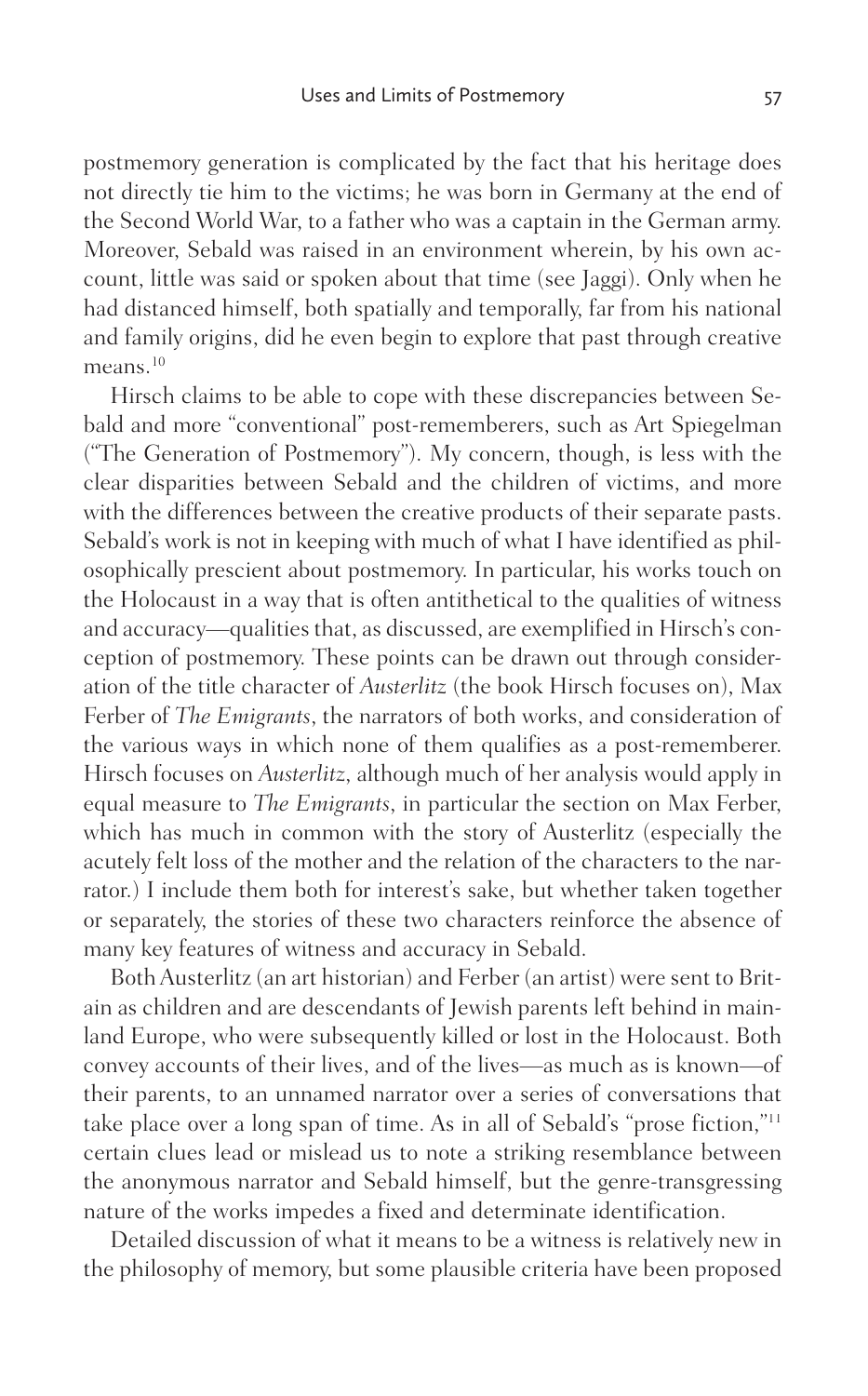postmemory generation is complicated by the fact that his heritage does not directly tie him to the victims; he was born in Germany at the end of the Second World War, to a father who was a captain in the German army. Moreover, Sebald was raised in an environment wherein, by his own account, little was said or spoken about that time (see Jaggi). Only when he had distanced himself, both spatially and temporally, far from his national and family origins, did he even begin to explore that past through creative means.[10]

Hirsch claims to be able to cope with these discrepancies between Sebald and more "conventional" post-rememberers, such as Art Spiegelman ("The Generation of Postmemory"). My concern, though, is less with the clear disparities between Sebald and the children of victims, and more with the differences between the creative products of their separate pasts. Sebald's work is not in keeping with much of what I have identified as philosophically prescient about postmemory. In particular, his works touch on the Holocaust in a way that is often antithetical to the qualities of witness and accuracy—qualities that, as discussed, are exemplified in Hirsch's conception of postmemory. These points can be drawn out through consideration of the title character of *Austerlitz* (the book Hirsch focuses on), Max Ferber of *The Emigrants*, the narrators of both works, and consideration of the various ways in which none of them qualifies as a post-rememberer. Hirsch focuses on *Austerlitz*, although much of her analysis would apply in equal measure to *The Emigrants*, in particular the section on Max Ferber, which has much in common with the story of Austerlitz (especially the acutely felt loss of the mother and the relation of the characters to the narrator.) I include them both for interest's sake, but whether taken together or separately, the stories of these two characters reinforce the absence of many key features of witness and accuracy in Sebald.

Both Austerlitz (an art historian) and Ferber (an artist) were sent to Britain as children and are descendants of Jewish parents left behind in mainland Europe, who were subsequently killed or lost in the Holocaust. Both convey accounts of their lives, and of the lives—as much as is known—of their parents, to an unnamed narrator over a series of conversations that take place over a long span of time. As in all of Sebald's "prose fiction,"[11] certain clues lead or mislead us to note a striking resemblance between the anonymous narrator and Sebald himself, but the genre-transgressing nature of the works impedes a fixed and determinate identification.

Detailed discussion of what it means to be a witness is relatively new in the philosophy of memory, but some plausible criteria have been proposed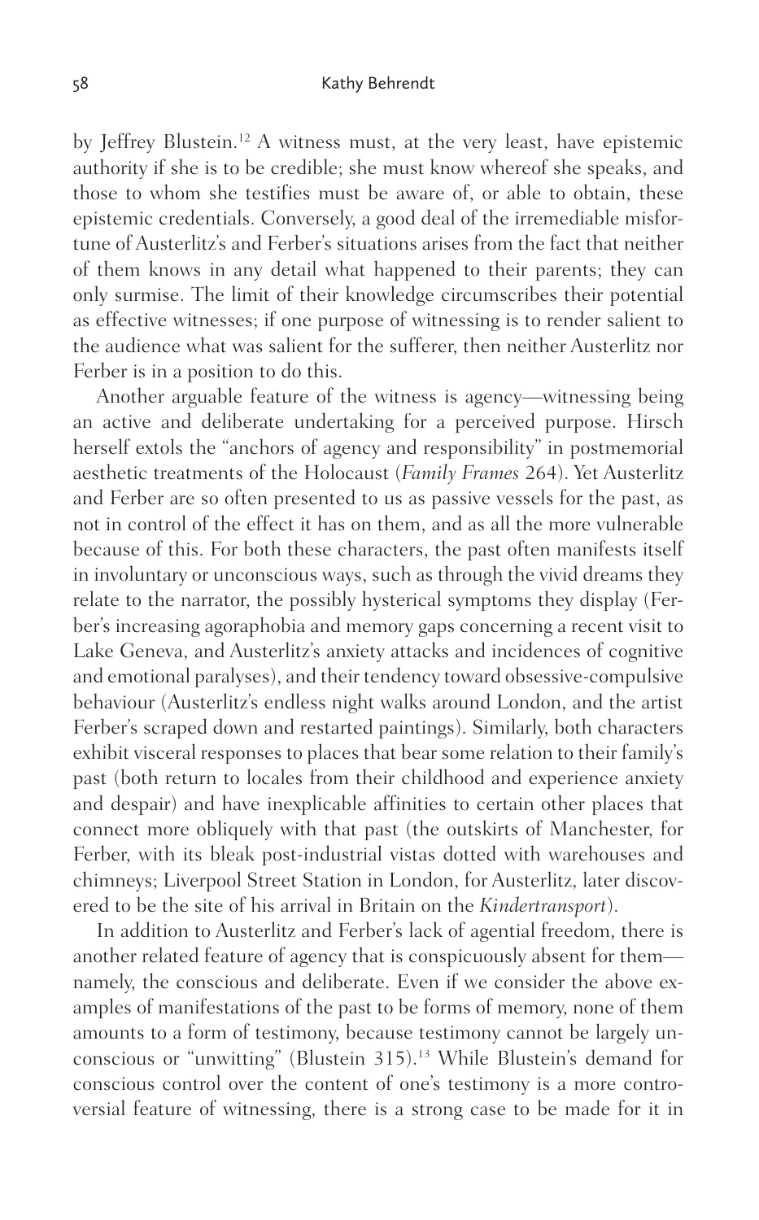by Jeffrey Blustein.[12] A witness must, at the very least, have epistemic authority if she is to be credible; she must know whereof she speaks, and those to whom she testifies must be aware of, or able to obtain, these epistemic credentials. Conversely, a good deal of the irremediable misfortune of Austerlitz's and Ferber's situations arises from the fact that neither of them knows in any detail what happened to their parents; they can only surmise. The limit of their knowledge circumscribes their potential as effective witnesses; if one purpose of witnessing is to render salient to the audience what was salient for the sufferer, then neither Austerlitz nor Ferber is in a position to do this.

Another arguable feature of the witness is agency—witnessing being an active and deliberate undertaking for a perceived purpose. Hirsch herself extols the "anchors of agency and responsibility" in postmemorial aesthetic treatments of the Holocaust (*Family Frames* 264). Yet Austerlitz and Ferber are so often presented to us as passive vessels for the past, as not in control of the effect it has on them, and as all the more vulnerable because of this. For both these characters, the past often manifests itself in involuntary or unconscious ways, such as through the vivid dreams they relate to the narrator, the possibly hysterical symptoms they display (Ferber's increasing agoraphobia and memory gaps concerning a recent visit to Lake Geneva, and Austerlitz's anxiety attacks and incidences of cognitive and emotional paralyses), and their tendency toward obsessive-compulsive behaviour (Austerlitz's endless night walks around London, and the artist Ferber's scraped down and restarted paintings). Similarly, both characters exhibit visceral responses to places that bear some relation to their family's past (both return to locales from their childhood and experience anxiety and despair) and have inexplicable affinities to certain other places that connect more obliquely with that past (the outskirts of Manchester, for Ferber, with its bleak post-industrial vistas dotted with warehouses and chimneys; Liverpool Street Station in London, for Austerlitz, later discovered to be the site of his arrival in Britain on the *Kindertransport*).

In addition to Austerlitz and Ferber's lack of agential freedom, there is another related feature of agency that is conspicuously absent for them—namely, the conscious and deliberate. Even if we consider the above examples of manifestations of the past to be forms of memory, none of them amounts to a form of testimony, because testimony cannot be largely unconscious or "unwitting" (Blustein 315).[13] While Blustein's demand for conscious control over the content of one's testimony is a more controversial feature of witnessing, there is a strong case to be made for it in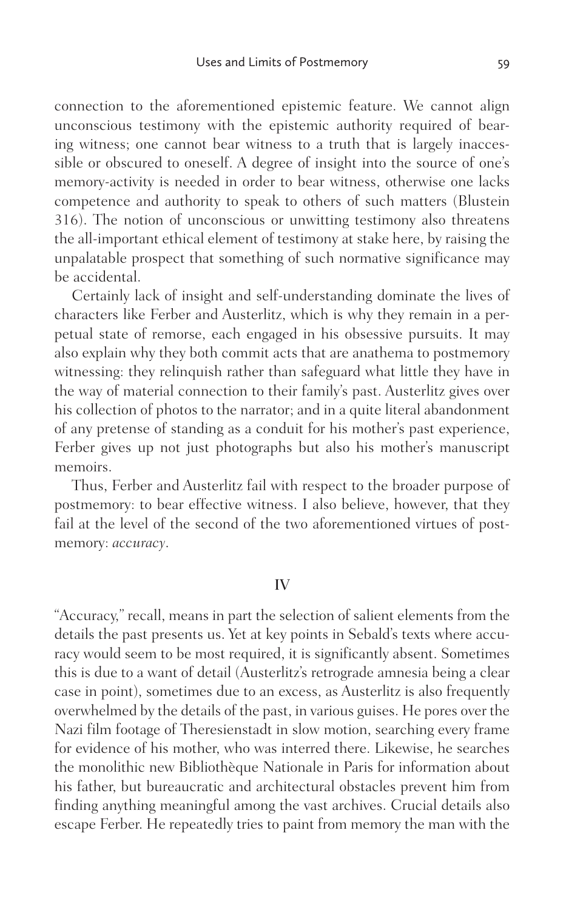connection to the aforementioned epistemic feature. We cannot align unconscious testimony with the epistemic authority required of bearing witness; one cannot bear witness to a truth that is largely inaccessible or obscured to oneself. A degree of insight into the source of one's memory-activity is needed in order to bear witness, otherwise one lacks competence and authority to speak to others of such matters (Blustein 316). The notion of unconscious or unwitting testimony also threatens the all-important ethical element of testimony at stake here, by raising the unpalatable prospect that something of such normative significance may be accidental.

Certainly lack of insight and self-understanding dominate the lives of characters like Ferber and Austerlitz, which is why they remain in a perpetual state of remorse, each engaged in his obsessive pursuits. It may also explain why they both commit acts that are anathema to postmemory witnessing: they relinquish rather than safeguard what little they have in the way of material connection to their family's past. Austerlitz gives over his collection of photos to the narrator; and in a quite literal abandonment of any pretense of standing as a conduit for his mother's past experience, Ferber gives up not just photographs but also his mother's manuscript memoirs.

Thus, Ferber and Austerlitz fail with respect to the broader purpose of postmemory: to bear effective witness. I also believe, however, that they fail at the level of the second of the two aforementioned virtues of postmemory: *accuracy*.

## IV

"Accuracy," recall, means in part the selection of salient elements from the details the past presents us. Yet at key points in Sebald's texts where accuracy would seem to be most required, it is significantly absent. Sometimes this is due to a want of detail (Austerlitz's retrograde amnesia being a clear case in point), sometimes due to an excess, as Austerlitz is also frequently overwhelmed by the details of the past, in various guises. He pores over the Nazi film footage of Theresienstadt in slow motion, searching every frame for evidence of his mother, who was interred there. Likewise, he searches the monolithic new Bibliothèque Nationale in Paris for information about his father, but bureaucratic and architectural obstacles prevent him from finding anything meaningful among the vast archives. Crucial details also escape Ferber. He repeatedly tries to paint from memory the man with the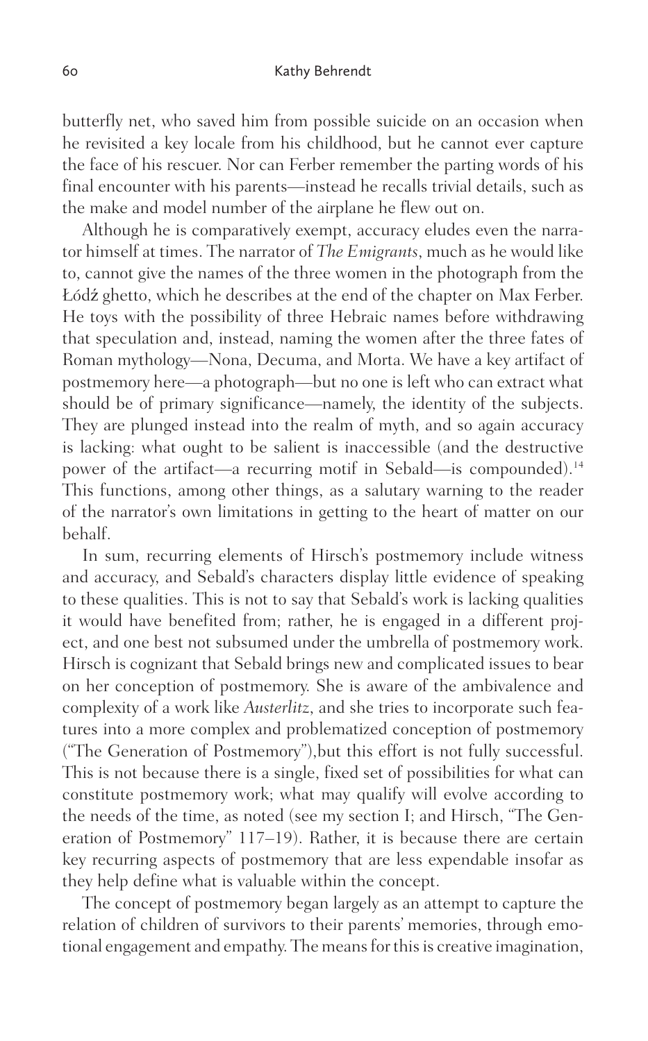butterfly net, who saved him from possible suicide on an occasion when he revisited a key locale from his childhood, but he cannot ever capture the face of his rescuer. Nor can Ferber remember the parting words of his final encounter with his parents—instead he recalls trivial details, such as the make and model number of the airplane he flew out on.

Although he is comparatively exempt, accuracy eludes even the narrator himself at times. The narrator of *The Emigrants*, much as he would like to, cannot give the names of the three women in the photograph from the Łódź ghetto, which he describes at the end of the chapter on Max Ferber. He toys with the possibility of three Hebraic names before withdrawing that speculation and, instead, naming the women after the three fates of Roman mythology—Nona, Decuma, and Morta. We have a key artifact of postmemory here—a photograph—but no one is left who can extract what should be of primary significance—namely, the identity of the subjects. They are plunged instead into the realm of myth, and so again accuracy is lacking: what ought to be salient is inaccessible (and the destructive power of the artifact—a recurring motif in Sebald—is compounded).[14] This functions, among other things, as a salutary warning to the reader of the narrator's own limitations in getting to the heart of matter on our behalf.

In sum, recurring elements of Hirsch's postmemory include witness and accuracy, and Sebald's characters display little evidence of speaking to these qualities. This is not to say that Sebald's work is lacking qualities it would have benefited from; rather, he is engaged in a different project, and one best not subsumed under the umbrella of postmemory work. Hirsch is cognizant that Sebald brings new and complicated issues to bear on her conception of postmemory. She is aware of the ambivalence and complexity of a work like *Austerlitz*, and she tries to incorporate such features into a more complex and problematized conception of postmemory ("The Generation of Postmemory"),but this effort is not fully successful. This is not because there is a single, fixed set of possibilities for what can constitute postmemory work; what may qualify will evolve according to the needs of the time, as noted (see my section I; and Hirsch, "The Generation of Postmemory" 117–19). Rather, it is because there are certain key recurring aspects of postmemory that are less expendable insofar as they help define what is valuable within the concept.

The concept of postmemory began largely as an attempt to capture the relation of children of survivors to their parents' memories, through emotional engagement and empathy. The means for this is creative imagination,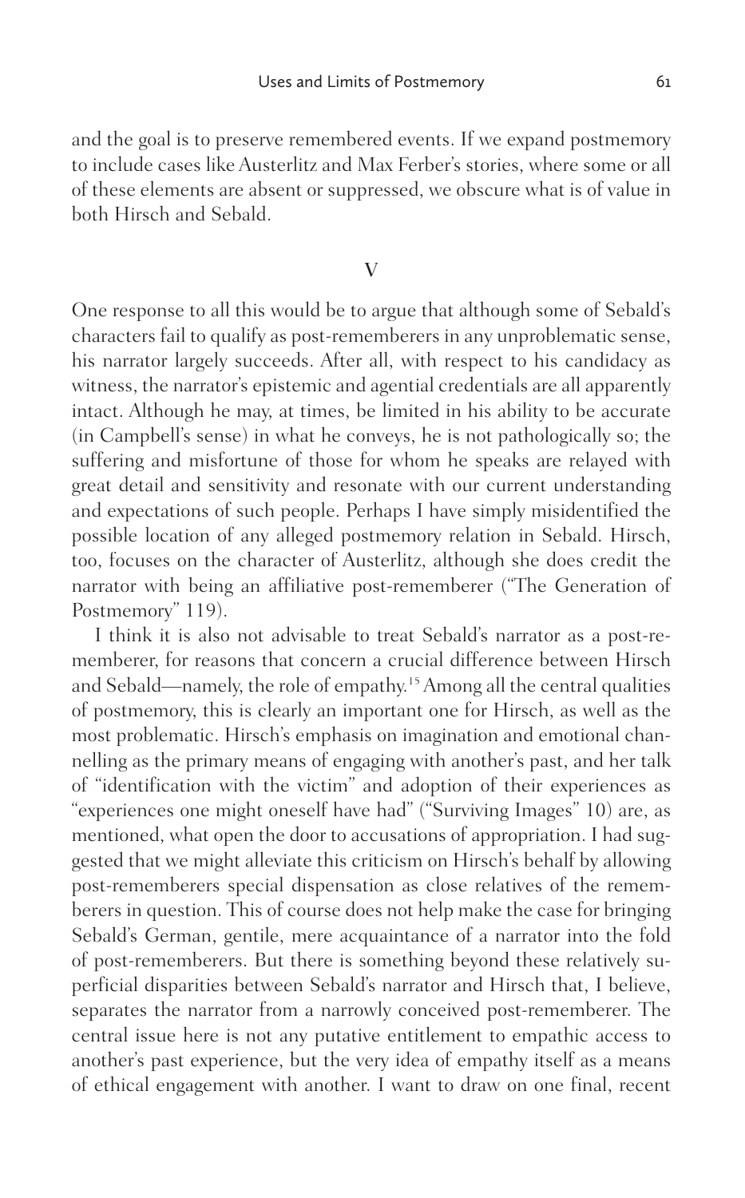and the goal is to preserve remembered events. If we expand postmemory to include cases like Austerlitz and Max Ferber's stories, where some or all of these elements are absent or suppressed, we obscure what is of value in both Hirsch and Sebald.

## V

One response to all this would be to argue that although some of Sebald's characters fail to qualify as post-rememberers in any unproblematic sense, his narrator largely succeeds. After all, with respect to his candidacy as witness, the narrator's epistemic and agential credentials are all apparently intact. Although he may, at times, be limited in his ability to be accurate (in Campbell's sense) in what he conveys, he is not pathologically so; the suffering and misfortune of those for whom he speaks are relayed with great detail and sensitivity and resonate with our current understanding and expectations of such people. Perhaps I have simply misidentified the possible location of any alleged postmemory relation in Sebald. Hirsch, too, focuses on the character of Austerlitz, although she does credit the narrator with being an affiliative post-rememberer ("The Generation of Postmemory" 119).

I think it is also not advisable to treat Sebald's narrator as a post-rememberer, for reasons that concern a crucial difference between Hirsch and Sebald—namely, the role of empathy.[15] Among all the central qualities of postmemory, this is clearly an important one for Hirsch, as well as the most problematic. Hirsch's emphasis on imagination and emotional channelling as the primary means of engaging with another's past, and her talk of "identification with the victim" and adoption of their experiences as "experiences one might oneself have had" ("Surviving Images" 10) are, as mentioned, what open the door to accusations of appropriation. I had suggested that we might alleviate this criticism on Hirsch's behalf by allowing post-rememberers special dispensation as close relatives of the rememberers in question. This of course does not help make the case for bringing Sebald's German, gentile, mere acquaintance of a narrator into the fold of post-rememberers. But there is something beyond these relatively superficial disparities between Sebald's narrator and Hirsch that, I believe, separates the narrator from a narrowly conceived post-rememberer. The central issue here is not any putative entitlement to empathic access to another's past experience, but the very idea of empathy itself as a means of ethical engagement with another. I want to draw on one final, recent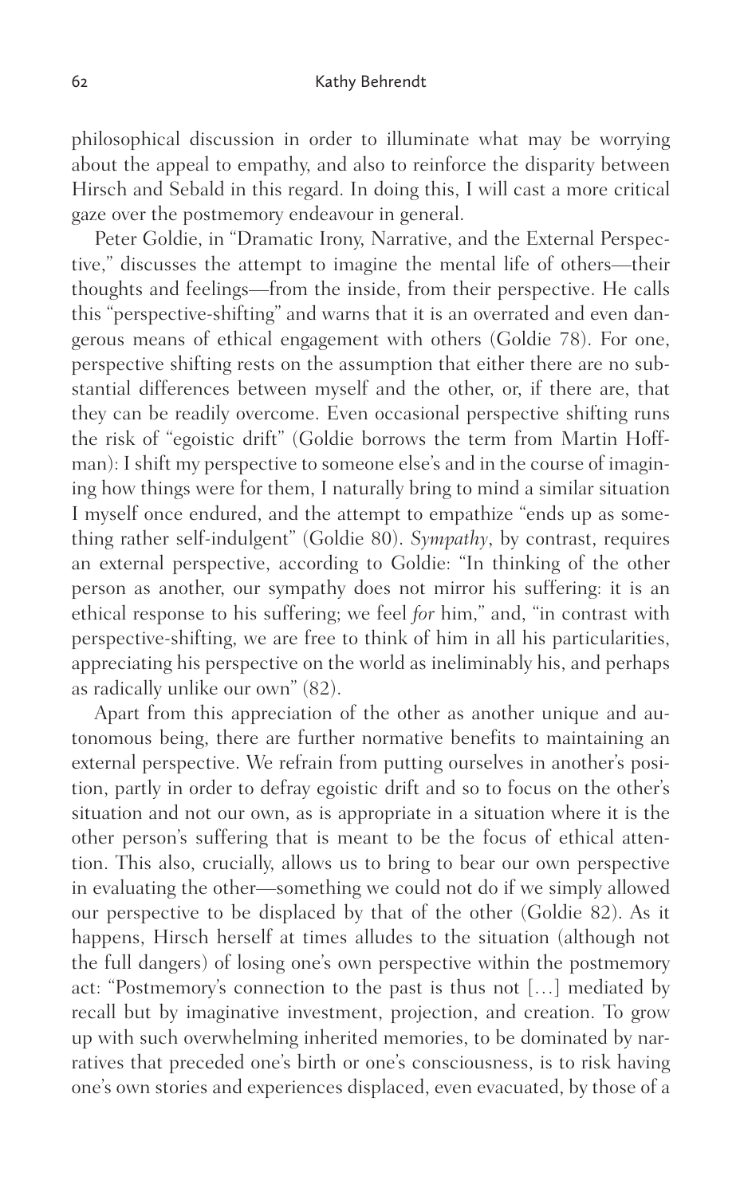philosophical discussion in order to illuminate what may be worrying about the appeal to empathy, and also to reinforce the disparity between Hirsch and Sebald in this regard. In doing this, I will cast a more critical gaze over the postmemory endeavour in general.

Peter Goldie, in "Dramatic Irony, Narrative, and the External Perspective," discusses the attempt to imagine the mental life of others—their thoughts and feelings—from the inside, from their perspective. He calls this "perspective-shifting" and warns that it is an overrated and even dangerous means of ethical engagement with others (Goldie 78). For one, perspective shifting rests on the assumption that either there are no substantial differences between myself and the other, or, if there are, that they can be readily overcome. Even occasional perspective shifting runs the risk of "egoistic drift" (Goldie borrows the term from Martin Hoffman): I shift my perspective to someone else's and in the course of imagining how things were for them, I naturally bring to mind a similar situation I myself once endured, and the attempt to empathize "ends up as something rather self-indulgent" (Goldie 80). *Sympathy*, by contrast, requires an external perspective, according to Goldie: "In thinking of the other person as another, our sympathy does not mirror his suffering: it is an ethical response to his suffering; we feel *for* him," and, "in contrast with perspective-shifting, we are free to think of him in all his particularities, appreciating his perspective on the world as ineliminably his, and perhaps as radically unlike our own" (82).

Apart from this appreciation of the other as another unique and autonomous being, there are further normative benefits to maintaining an external perspective. We refrain from putting ourselves in another's position, partly in order to defray egoistic drift and so to focus on the other's situation and not our own, as is appropriate in a situation where it is the other person's suffering that is meant to be the focus of ethical attention. This also, crucially, allows us to bring to bear our own perspective in evaluating the other—something we could not do if we simply allowed our perspective to be displaced by that of the other (Goldie 82). As it happens, Hirsch herself at times alludes to the situation (although not the full dangers) of losing one's own perspective within the postmemory act: "Postmemory's connection to the past is thus not [...] mediated by recall but by imaginative investment, projection, and creation. To grow up with such overwhelming inherited memories, to be dominated by narratives that preceded one's birth or one's consciousness, is to risk having one's own stories and experiences displaced, even evacuated, by those of a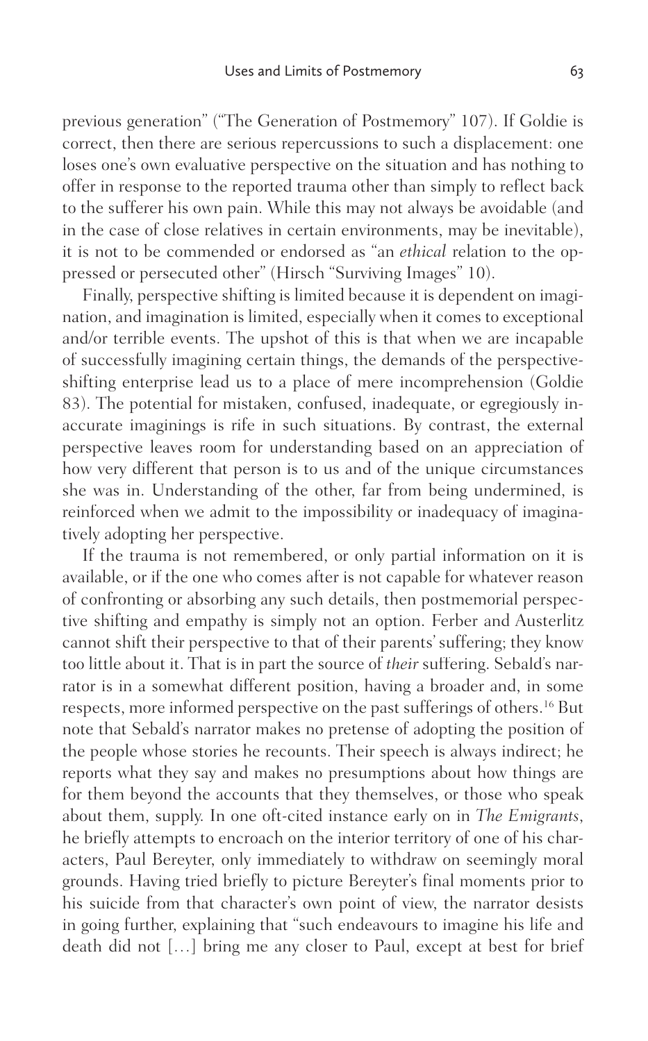previous generation" ("The Generation of Postmemory" 107). If Goldie is correct, then there are serious repercussions to such a displacement: one loses one's own evaluative perspective on the situation and has nothing to offer in response to the reported trauma other than simply to reflect back to the sufferer his own pain. While this may not always be avoidable (and in the case of close relatives in certain environments, may be inevitable), it is not to be commended or endorsed as "an *ethical* relation to the oppressed or persecuted other" (Hirsch "Surviving Images" 10).

Finally, perspective shifting is limited because it is dependent on imagination, and imagination is limited, especially when it comes to exceptional and/or terrible events. The upshot of this is that when we are incapable of successfully imagining certain things, the demands of the perspective-shifting enterprise lead us to a place of mere incomprehension (Goldie 83). The potential for mistaken, confused, inadequate, or egregiously inaccurate imaginings is rife in such situations. By contrast, the external perspective leaves room for understanding based on an appreciation of how very different that person is to us and of the unique circumstances she was in. Understanding of the other, far from being undermined, is reinforced when we admit to the impossibility or inadequacy of imaginatively adopting her perspective.

If the trauma is not remembered, or only partial information on it is available, or if the one who comes after is not capable for whatever reason of confronting or absorbing any such details, then postmemorial perspective shifting and empathy is simply not an option. Ferber and Austerlitz cannot shift their perspective to that of their parents' suffering; they know too little about it. That is in part the source of *their* suffering. Sebald's narrator is in a somewhat different position, having a broader and, in some respects, more informed perspective on the past sufferings of others.[16] But note that Sebald's narrator makes no pretense of adopting the position of the people whose stories he recounts. Their speech is always indirect; he reports what they say and makes no presumptions about how things are for them beyond the accounts that they themselves, or those who speak about them, supply. In one oft-cited instance early on in *The Emigrants*, he briefly attempts to encroach on the interior territory of one of his characters, Paul Bereyter, only immediately to withdraw on seemingly moral grounds. Having tried briefly to picture Bereyter's final moments prior to his suicide from that character's own point of view, the narrator desists in going further, explaining that "such endeavours to imagine his life and death did not […] bring me any closer to Paul, except at best for brief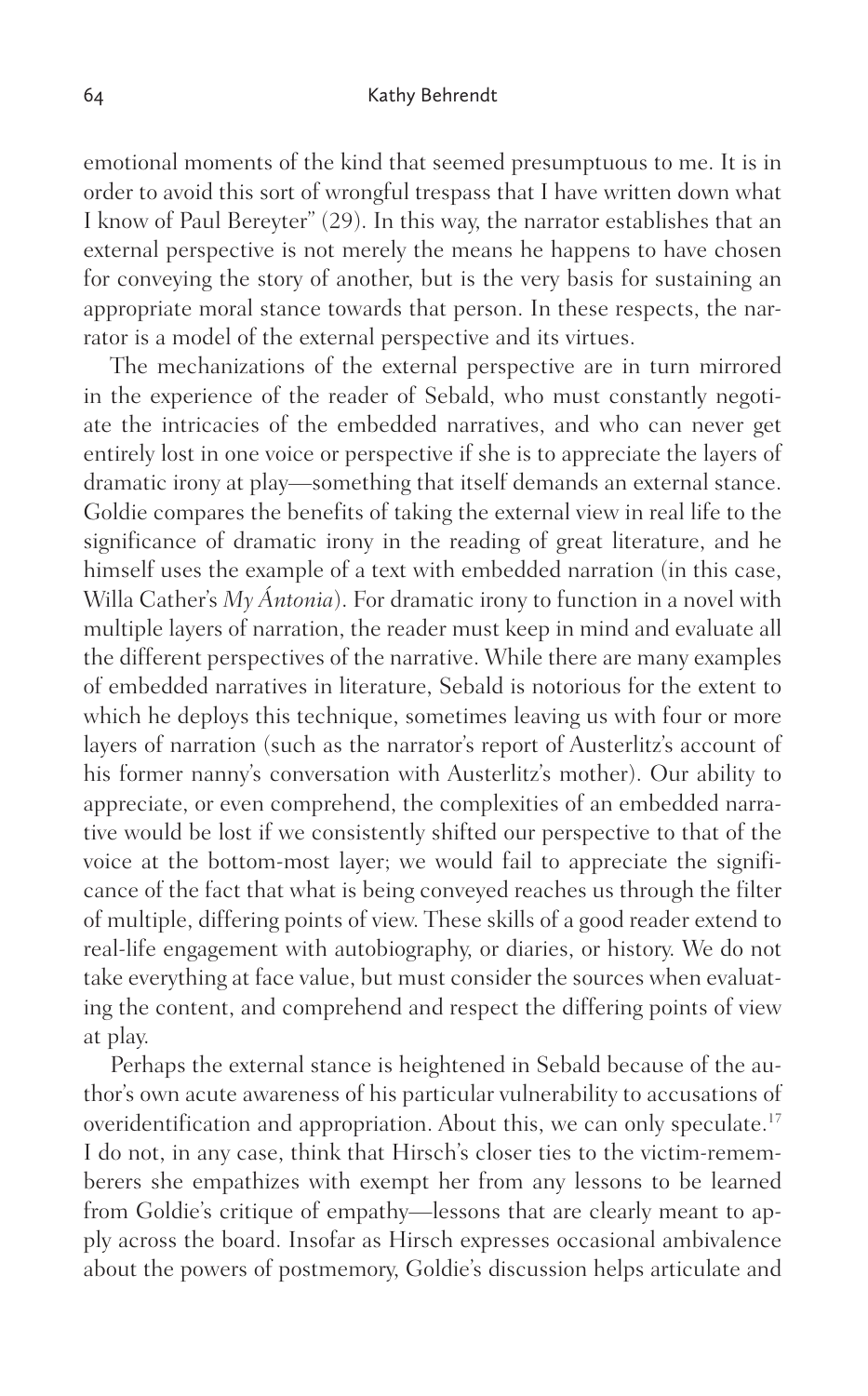emotional moments of the kind that seemed presumptuous to me. It is in order to avoid this sort of wrongful trespass that I have written down what I know of Paul Bereyter" (29). In this way, the narrator establishes that an external perspective is not merely the means he happens to have chosen for conveying the story of another, but is the very basis for sustaining an appropriate moral stance towards that person. In these respects, the narrator is a model of the external perspective and its virtues.

The mechanizations of the external perspective are in turn mirrored in the experience of the reader of Sebald, who must constantly negotiate the intricacies of the embedded narratives, and who can never get entirely lost in one voice or perspective if she is to appreciate the layers of dramatic irony at play—something that itself demands an external stance. Goldie compares the benefits of taking the external view in real life to the significance of dramatic irony in the reading of great literature, and he himself uses the example of a text with embedded narration (in this case, Willa Cather's *My Ántonia*). For dramatic irony to function in a novel with multiple layers of narration, the reader must keep in mind and evaluate all the different perspectives of the narrative. While there are many examples of embedded narratives in literature, Sebald is notorious for the extent to which he deploys this technique, sometimes leaving us with four or more layers of narration (such as the narrator's report of Austerlitz's account of his former nanny's conversation with Austerlitz's mother). Our ability to appreciate, or even comprehend, the complexities of an embedded narrative would be lost if we consistently shifted our perspective to that of the voice at the bottom-most layer; we would fail to appreciate the significance of the fact that what is being conveyed reaches us through the filter of multiple, differing points of view. These skills of a good reader extend to real-life engagement with autobiography, or diaries, or history. We do not take everything at face value, but must consider the sources when evaluating the content, and comprehend and respect the differing points of view at play.

Perhaps the external stance is heightened in Sebald because of the author's own acute awareness of his particular vulnerability to accusations of overidentification and appropriation. About this, we can only speculate.[17] I do not, in any case, think that Hirsch's closer ties to the victim-rememberers she empathizes with exempt her from any lessons to be learned from Goldie's critique of empathy—lessons that are clearly meant to apply across the board. Insofar as Hirsch expresses occasional ambivalence about the powers of postmemory, Goldie's discussion helps articulate and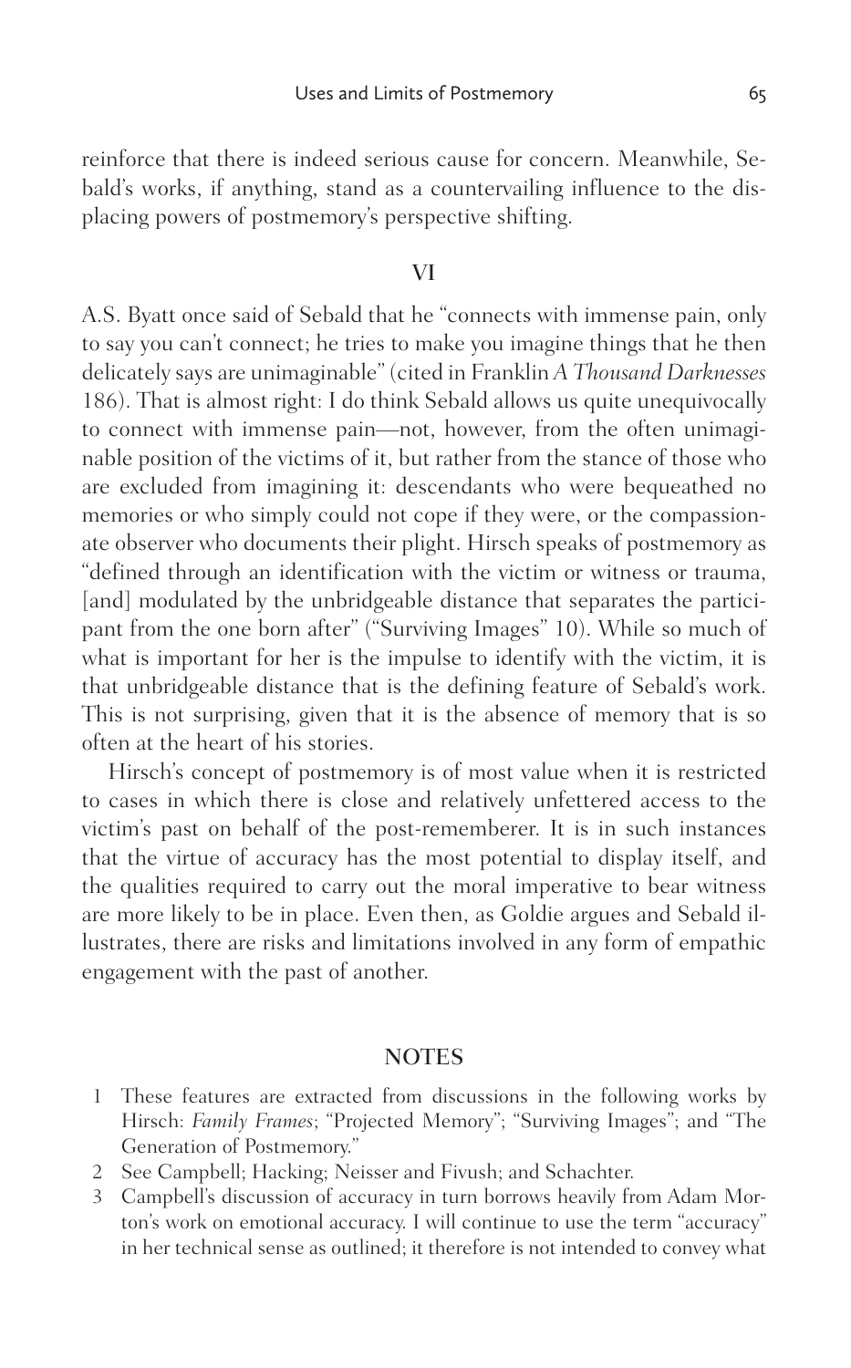reinforce that there is indeed serious cause for concern. Meanwhile, Sebald's works, if anything, stand as a countervailing influence to the displacing powers of postmemory's perspective shifting.

## VI

A.S. Byatt once said of Sebald that he "connects with immense pain, only to say you can't connect; he tries to make you imagine things that he then delicately says are unimaginable" (cited in Franklin *A Thousand Darknesses* 186). That is almost right: I do think Sebald allows us quite unequivocally to connect with immense pain—not, however, from the often unimaginable position of the victims of it, but rather from the stance of those who are excluded from imagining it: descendants who were bequeathed no memories or who simply could not cope if they were, or the compassionate observer who documents their plight. Hirsch speaks of postmemory as "defined through an identification with the victim or witness or trauma, [and] modulated by the unbridgeable distance that separates the participant from the one born after" ("Surviving Images" 10). While so much of what is important for her is the impulse to identify with the victim, it is that unbridgeable distance that is the defining feature of Sebald's work. This is not surprising, given that it is the absence of memory that is so often at the heart of his stories.

Hirsch's concept of postmemory is of most value when it is restricted to cases in which there is close and relatively unfettered access to the victim's past on behalf of the post-rememberer. It is in such instances that the virtue of accuracy has the most potential to display itself, and the qualities required to carry out the moral imperative to bear witness are more likely to be in place. Even then, as Goldie argues and Sebald illustrates, there are risks and limitations involved in any form of empathic engagement with the past of another.

## NOTES

1. These features are extracted from discussions in the following works by Hirsch: *Family Frames*; "Projected Memory"; "Surviving Images"; and "The Generation of Postmemory."
2. See Campbell; Hacking; Neisser and Fivush; and Schachter.
3. Campbell's discussion of accuracy in turn borrows heavily from Adam Morton's work on emotional accuracy. I will continue to use the term "accuracy" in her technical sense as outlined; it therefore is not intended to convey what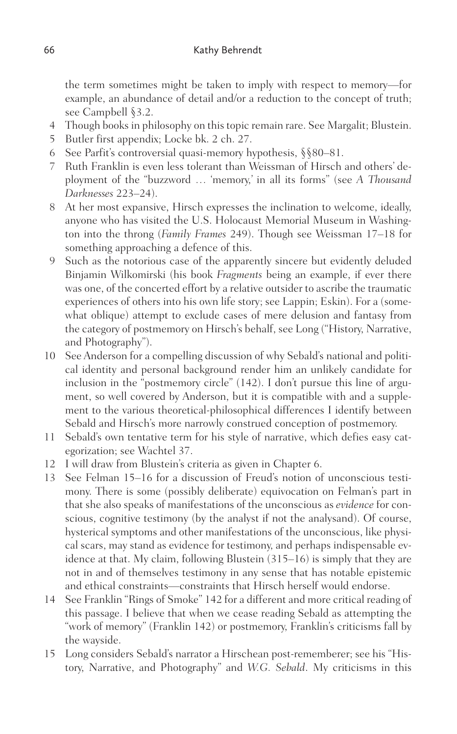the term sometimes might be taken to imply with respect to memory—for example, an abundance of detail and/or a reduction to the concept of truth; see Campbell §3.2.

4 Though books in philosophy on this topic remain rare. See Margalit; Blustein.

5 Butler first appendix; Locke bk. 2 ch. 27.

6 See Parfit's controversial quasi-memory hypothesis, §§80–81.

7 Ruth Franklin is even less tolerant than Weissman of Hirsch and others' deployment of the "buzzword … 'memory,' in all its forms" (see *A Thousand Darknesses* 223–24).

8 At her most expansive, Hirsch expresses the inclination to welcome, ideally, anyone who has visited the U.S. Holocaust Memorial Museum in Washington into the throng (*Family Frames* 249). Though see Weissman 17–18 for something approaching a defence of this.

9 Such as the notorious case of the apparently sincere but evidently deluded Binjamin Wilkomirski (his book *Fragments* being an example, if ever there was one, of the concerted effort by a relative outsider to ascribe the traumatic experiences of others into his own life story; see Lappin; Eskin). For a (somewhat oblique) attempt to exclude cases of mere delusion and fantasy from the category of postmemory on Hirsch's behalf, see Long ("History, Narrative, and Photography").

10 See Anderson for a compelling discussion of why Sebald's national and political identity and personal background render him an unlikely candidate for inclusion in the "postmemory circle" (142). I don't pursue this line of argument, so well covered by Anderson, but it is compatible with and a supplement to the various theoretical-philosophical differences I identify between Sebald and Hirsch's more narrowly construed conception of postmemory.

11 Sebald's own tentative term for his style of narrative, which defies easy categorization; see Wachtel 37.

12 I will draw from Blustein's criteria as given in Chapter 6.

13 See Felman 15–16 for a discussion of Freud's notion of unconscious testimony. There is some (possibly deliberate) equivocation on Felman's part in that she also speaks of manifestations of the unconscious as *evidence* for conscious, cognitive testimony (by the analyst if not the analysand). Of course, hysterical symptoms and other manifestations of the unconscious, like physical scars, may stand as evidence for testimony, and perhaps indispensable evidence at that. My claim, following Blustein (315–16) is simply that they are not in and of themselves testimony in any sense that has notable epistemic and ethical constraints—constraints that Hirsch herself would endorse.

14 See Franklin "Rings of Smoke" 142 for a different and more critical reading of this passage. I believe that when we cease reading Sebald as attempting the "work of memory" (Franklin 142) or postmemory, Franklin's criticisms fall by the wayside.

15 Long considers Sebald's narrator a Hirschean post-rememberer; see his "History, Narrative, and Photography" and *W.G. Sebald*. My criticisms in this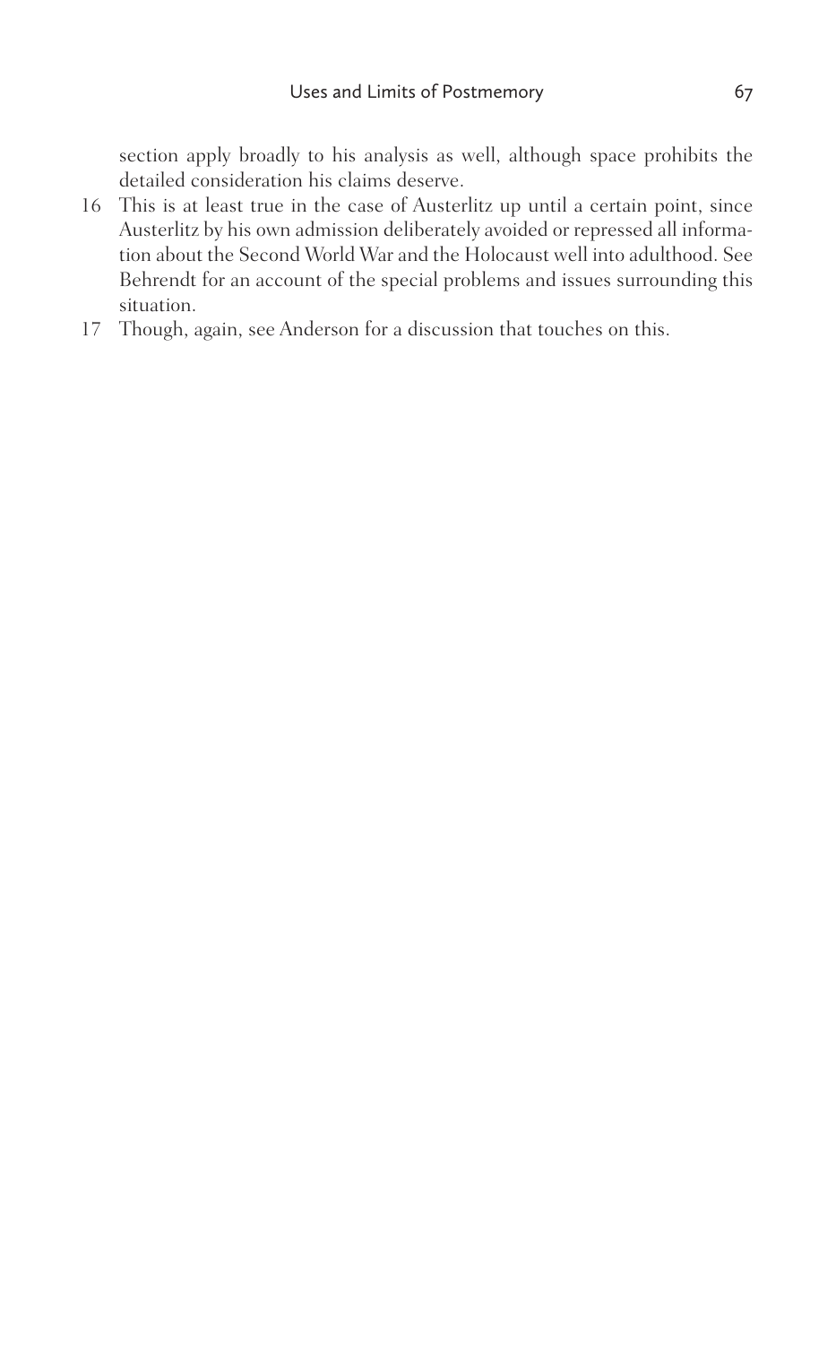section apply broadly to his analysis as well, although space prohibits the detailed consideration his claims deserve.

16 This is at least true in the case of Austerlitz up until a certain point, since Austerlitz by his own admission deliberately avoided or repressed all information about the Second World War and the Holocaust well into adulthood. See Behrendt for an account of the special problems and issues surrounding this situation.

17 Though, again, see Anderson for a discussion that touches on this.